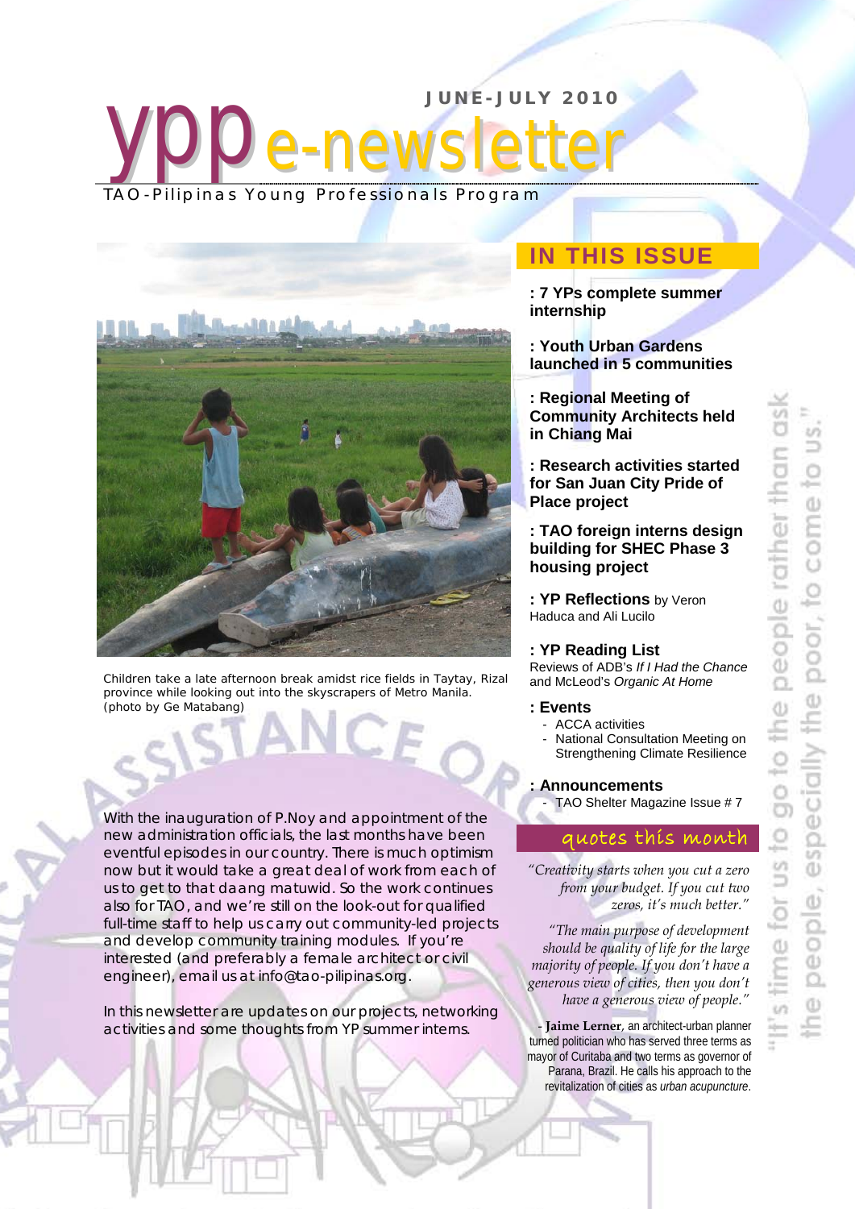# ypp e-newsletter

**JUNE-JULY 2010**

TAO-Pilipinas Young Professionals Program

Children take a late afternoon break amidst rice fields in Taytay, Rizal province while looking out into the skyscrapers of Metro Manila. (photo by Ge Matabang)

With the inauguration of P.Noy and appointment of the new administration officials, the last months have been eventful episodes in our country. There is much optimism now but it would take a great deal of work from each of us to get to that daang matuwid. So the work continues also for TAO, and we're still on the look-out for qualified full-time staff to help us carry out community-led projects and develop community training modules. If you're interested (and preferably a female architect or civil engineer), email us at info@tao-pilipinas.org.

In this newsletter are updates on our projects, networking activities and some thoughts from YP summer interns.

## IN THIS ISSUE

**: 7 YPs complete summer internship**

**: Youth Urban Gardens launched in 5 communities**

**: Regional Meeting of Community Architects held in Chiang Mai**

**: Research activities started for San Juan City Pride of Place project**

**: TAO foreign interns design building for SHEC Phase 3 housing project**

**: YP Reflections** by Veron Haduca and Ali Lucilo

**: YP Reading List**
Reviews of ADB's *If I Had the Chance* and McLeod's *Organic At Home*

**: Events**
- ACCA activities
- National Consultation Meeting on Strengthening Climate Resilience

**: Announcements**
- TAO Shelter Magazine Issue # 7

## quotes this month

*"Creativity starts when you cut a zero from your budget. If you cut two zeros, it's much better."*

*"The main purpose of development should be quality of life for the large majority of people. If you don't have a generous view of cities, then you don't have a generous view of people."*

- **Jaime Lerner**, an architect-urban planner turned politician who has served three terms as mayor of Curitaba and two terms as governor of Parana, Brazil. He calls his approach to the revitalization of cities as *urban acupuncture*.

"It's time for us to go to the people rather than ask the people, especially the poor, to come to us."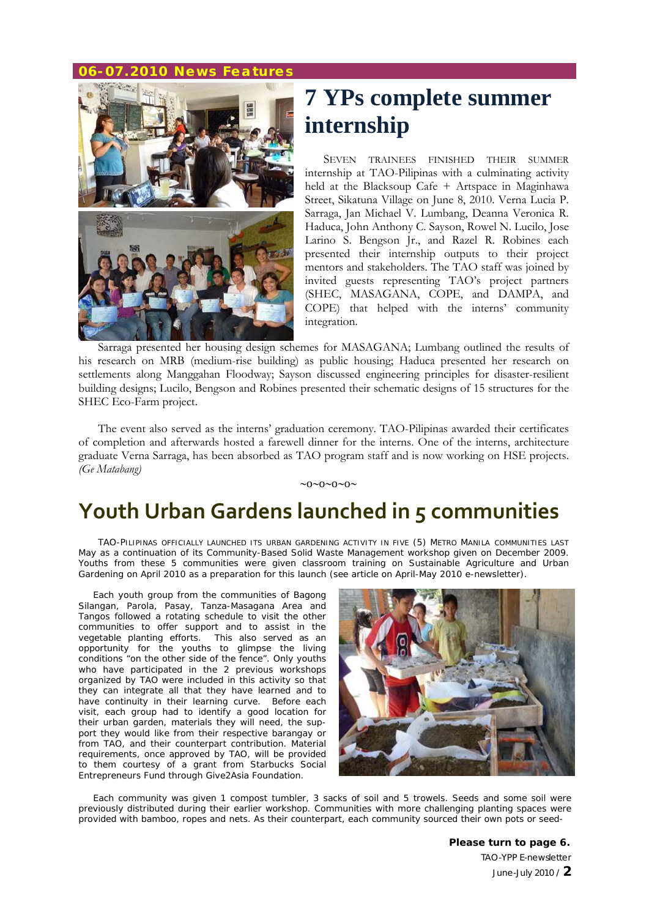**06-07.2010 News Features**

# 7 YPs complete summer internship

SEVEN TRAINEES FINISHED THEIR SUMMER internship at TAO-Pilipinas with a culminating activity held at the Blacksoup Cafe + Artspace in Maginhawa Street, Sikatuna Village on June 8, 2010. Verna Lucia P. Sarraga, Jan Michael V. Lumbang, Deanna Veronica R. Haduca, John Anthony C. Sayson, Rowel N. Lucilo, Jose Larino S. Bengson Jr., and Razel R. Robines each presented their internship outputs to their project mentors and stakeholders. The TAO staff was joined by invited guests representing TAO's project partners (SHEC, MASAGANA, COPE, and DAMPA, and COPE) that helped with the interns' community integration.

Sarraga presented her housing design schemes for MASAGANA; Lumbang outlined the results of his research on MRB (medium-rise building) as public housing; Haduca presented her research on settlements along Manggahan Floodway; Sayson discussed engineering principles for disaster-resilient building designs; Lucilo, Bengson and Robines presented their schematic designs of 15 structures for the SHEC Eco-Farm project.

The event also served as the interns' graduation ceremony. TAO-Pilipinas awarded their certificates of completion and afterwards hosted a farewell dinner for the interns. One of the interns, architecture graduate Verna Sarraga, has been absorbed as TAO program staff and is now working on HSE projects. *(Ge Matabang)*

~o~o~o~o~

# Youth Urban Gardens launched in 5 communities

TAO-PILIPINAS OFFICIALLY LAUNCHED ITS URBAN GARDENING ACTIVITY IN FIVE (5) METRO MANILA COMMUNITIES LAST May as a continuation of its Community-Based Solid Waste Management workshop given on December 2009. Youths from these 5 communities were given classroom training on Sustainable Agriculture and Urban Gardening on April 2010 as a preparation for this launch (see article on April-May 2010 e-newsletter).

Each youth group from the communities of Bagong Silangan, Parola, Pasay, Tanza-Masagana Area and Tangos followed a rotating schedule to visit the other communities to offer support and to assist in the vegetable planting efforts. This also served as an opportunity for the youths to glimpse the living conditions "on the other side of the fence". Only youths who have participated in the 2 previous workshops organized by TAO were included in this activity so that they can integrate all that they have learned and to have continuity in their learning curve. Before each visit, each group had to identify a good location for their urban garden, materials they will need, the support they would like from their respective barangay or from TAO, and their counterpart contribution. Material requirements, once approved by TAO, will be provided to them courtesy of a grant from Starbucks Social Entrepreneurs Fund through Give2Asia Foundation.

Each community was given 1 compost tumbler, 3 sacks of soil and 5 trowels. Seeds and some soil were previously distributed during their earlier workshop. Communities with more challenging planting spaces were provided with bamboo, ropes and nets. As their counterpart, each community sourced their own pots or seed-

**Please turn to page 6.**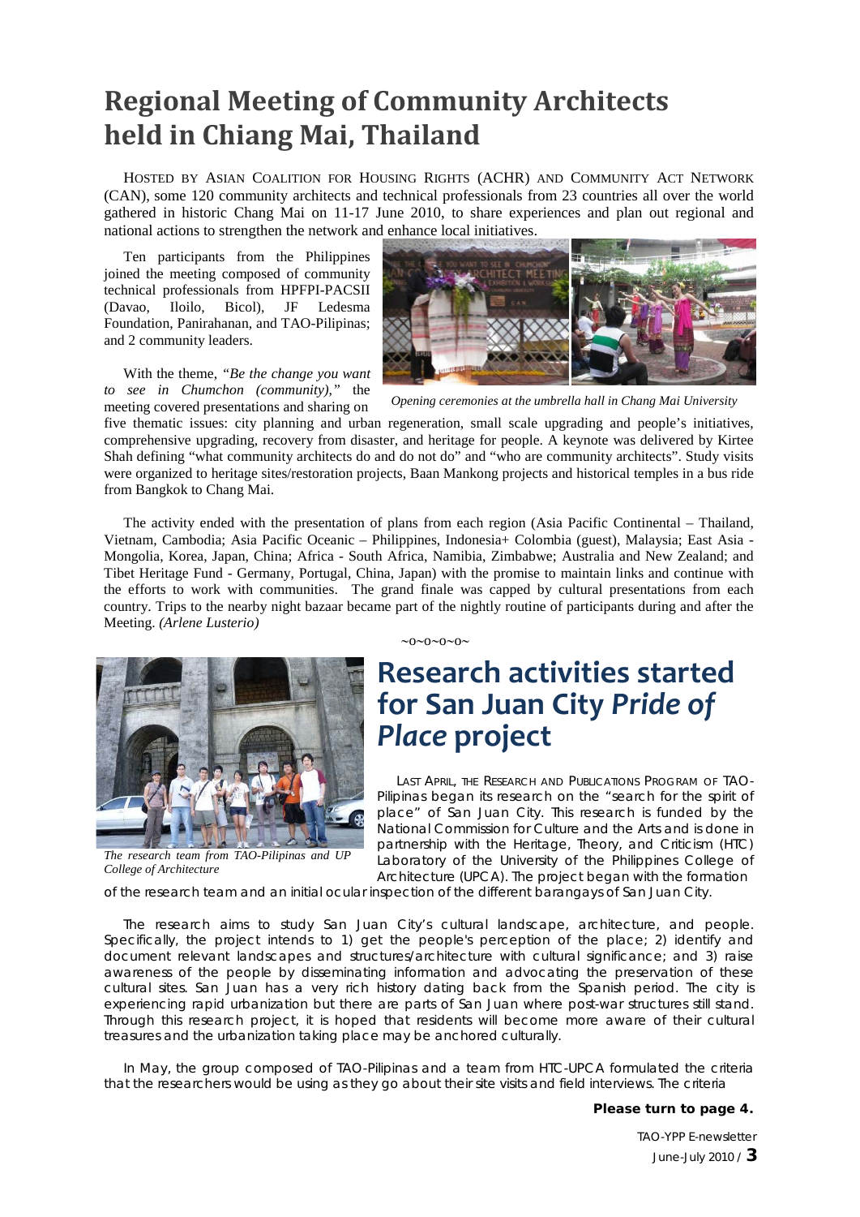# Regional Meeting of Community Architects held in Chiang Mai, Thailand

HOSTED BY ASIAN COALITION FOR HOUSING RIGHTS (ACHR) AND COMMUNITY ACT NETWORK (CAN), some 120 community architects and technical professionals from 23 countries all over the world gathered in historic Chang Mai on 11-17 June 2010, to share experiences and plan out regional and national actions to strengthen the network and enhance local initiatives.

Ten participants from the Philippines joined the meeting composed of community technical professionals from HPFPI-PACSII (Davao, Iloilo, Bicol), JF Ledesma Foundation, Panirahanan, and TAO-Pilipinas; and 2 community leaders.

*Opening ceremonies at the umbrella hall in Chang Mai University*

With the theme, *"Be the change you want to see in Chumchon (community),"* the meeting covered presentations and sharing on five thematic issues: city planning and urban regeneration, small scale upgrading and people's initiatives, comprehensive upgrading, recovery from disaster, and heritage for people. A keynote was delivered by Kirtee Shah defining "what community architects do and do not do" and "who are community architects". Study visits were organized to heritage sites/restoration projects, Baan Mankong projects and historical temples in a bus ride from Bangkok to Chang Mai.

The activity ended with the presentation of plans from each region (Asia Pacific Continental – Thailand, Vietnam, Cambodia; Asia Pacific Oceanic – Philippines, Indonesia+ Colombia (guest), Malaysia; East Asia - Mongolia, Korea, Japan, China; Africa - South Africa, Namibia, Zimbabwe; Australia and New Zealand; and Tibet Heritage Fund - Germany, Portugal, China, Japan) with the promise to maintain links and continue with the efforts to work with communities. The grand finale was capped by cultural presentations from each country. Trips to the nearby night bazaar became part of the nightly routine of participants during and after the Meeting. *(Arlene Lusterio)*

~o~o~o~o~

# Research activities started for San Juan City *Pride of Place* project

*The research team from TAO-Pilipinas and UP College of Architecture*

LAST APRIL, THE RESEARCH AND PUBLICATIONS PROGRAM OF TAO-Pilipinas began its research on the "search for the spirit of place" of San Juan City. This research is funded by the National Commission for Culture and the Arts and is done in partnership with the Heritage, Theory, and Criticism (HTC) Laboratory of the University of the Philippines College of Architecture (UPCA). The project began with the formation of the research team and an initial ocular inspection of the different barangays of San Juan City.

The research aims to study San Juan City's cultural landscape, architecture, and people. Specifically, the project intends to 1) get the people's perception of the place; 2) identify and document relevant landscapes and structures/architecture with cultural significance; and 3) raise awareness of the people by disseminating information and advocating the preservation of these cultural sites. San Juan has a very rich history dating back from the Spanish period. The city is experiencing rapid urbanization but there are parts of San Juan where post-war structures still stand. Through this research project, it is hoped that residents will become more aware of their cultural treasures and the urbanization taking place may be anchored culturally.

In May, the group composed of TAO-Pilipinas and a team from HTC-UPCA formulated the criteria that the researchers would be using as they go about their site visits and field interviews. The criteria

**Please turn to page 4.**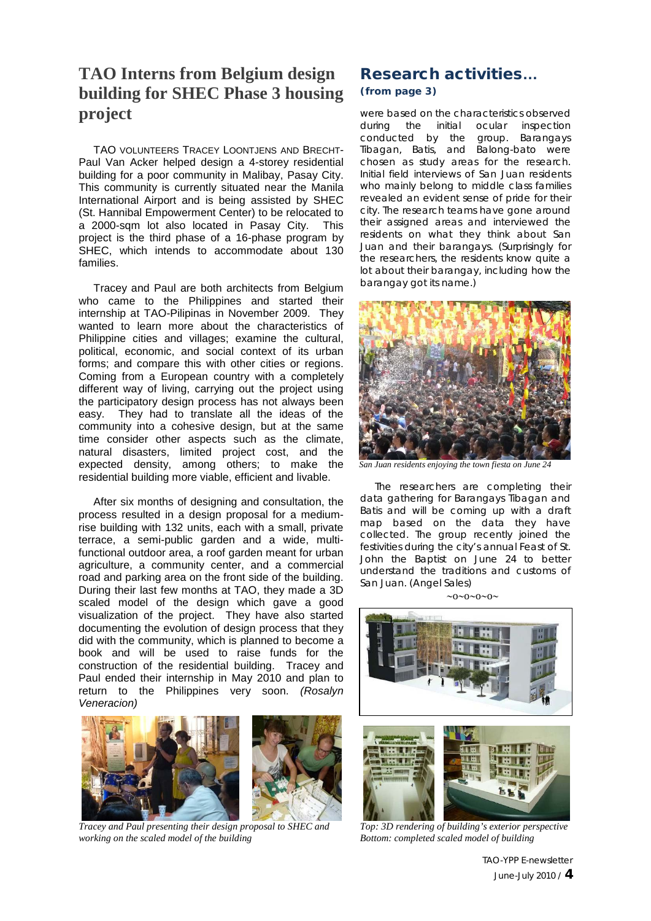# TAO Interns from Belgium design building for SHEC Phase 3 housing project

TAO VOLUNTEERS TRACEY LOONTJENS AND BRECHT-Paul Van Acker helped design a 4-storey residential building for a poor community in Malibay, Pasay City. This community is currently situated near the Manila International Airport and is being assisted by SHEC (St. Hannibal Empowerment Center) to be relocated to a 2000-sqm lot also located in Pasay City. This project is the third phase of a 16-phase program by SHEC, which intends to accommodate about 130 families.

Tracey and Paul are both architects from Belgium who came to the Philippines and started their internship at TAO-Pilipinas in November 2009. They wanted to learn more about the characteristics of Philippine cities and villages; examine the cultural, political, economic, and social context of its urban forms; and compare this with other cities or regions. Coming from a European country with a completely different way of living, carrying out the project using the participatory design process has not always been easy. They had to translate all the ideas of the community into a cohesive design, but at the same time consider other aspects such as the climate, natural disasters, limited project cost, and the expected density, among others; to make the residential building more viable, efficient and livable.

After six months of designing and consultation, the process resulted in a design proposal for a medium-rise building with 132 units, each with a small, private terrace, a semi-public garden and a wide, multi-functional outdoor area, a roof garden meant for urban agriculture, a community center, and a commercial road and parking area on the front side of the building. During their last few months at TAO, they made a 3D scaled model of the design which gave a good visualization of the project. They have also started documenting the evolution of design process that they did with the community, which is planned to become a book and will be used to raise funds for the construction of the residential building. Tracey and Paul ended their internship in May 2010 and plan to return to the Philippines very soon. *(Rosalyn Veneracion)*

*Tracey and Paul presenting their design proposal to SHEC and working on the scaled model of the building*

## Research activities...

**(from page 3)**

were based on the characteristics observed during the initial ocular inspection conducted by the group. Barangays Tibagan, Batis, and Balong-bato were chosen as study areas for the research. Initial field interviews of San Juan residents who mainly belong to middle class families revealed an evident sense of pride for their city. The research teams have gone around their assigned areas and interviewed the residents on what they think about San Juan and their barangays. (Surprisingly for the researchers, the residents know quite a lot about their barangay, including how the barangay got its name.)

*San Juan residents enjoying the town fiesta on June 24*

The researchers are completing their data gathering for Barangays Tibagan and Batis and will be coming up with a draft map based on the data they have collected. The group recently joined the festivities during the city's annual Feast of St. John the Baptist on June 24 to better understand the traditions and customs of San Juan. (Angel Sales)

~o~o~o~o~

*Top: 3D rendering of building's exterior perspective*
*Bottom: completed scaled model of building*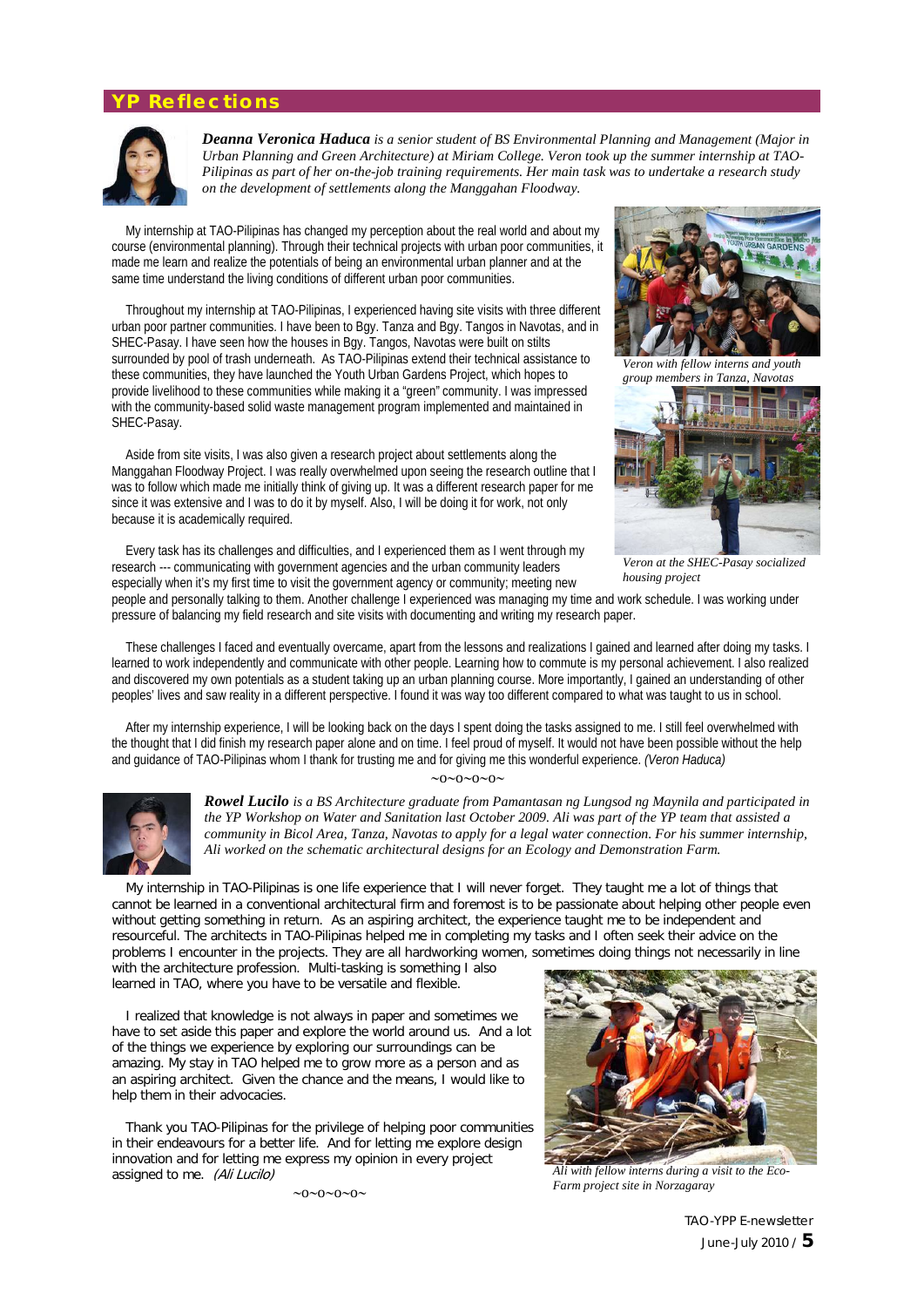## YP Reflections

***Deanna Veronica Haduca** is a senior student of BS Environmental Planning and Management (Major in Urban Planning and Green Architecture) at Miriam College. Veron took up the summer internship at TAO-Pilipinas as part of her on-the-job training requirements. Her main task was to undertake a research study on the development of settlements along the Manggahan Floodway.*

My internship at TAO-Pilipinas has changed my perception about the real world and about my course (environmental planning). Through their technical projects with urban poor communities, it made me learn and realize the potentials of being an environmental urban planner and at the same time understand the living conditions of different urban poor communities.

Throughout my internship at TAO-Pilipinas, I experienced having site visits with three different urban poor partner communities. I have been to Bgy. Tanza and Bgy. Tangos in Navotas, and in SHEC-Pasay. I have seen how the houses in Bgy. Tangos, Navotas were built on stilts surrounded by pool of trash underneath. As TAO-Pilipinas extend their technical assistance to these communities, they have launched the Youth Urban Gardens Project, which hopes to provide livelihood to these communities while making it a "green" community. I was impressed with the community-based solid waste management program implemented and maintained in SHEC-Pasay.

Aside from site visits, I was also given a research project about settlements along the Manggahan Floodway Project. I was really overwhelmed upon seeing the research outline that I was to follow which made me initially think of giving up. It was a different research paper for me since it was extensive and I was to do it by myself. Also, I will be doing it for work, not only because it is academically required.

Every task has its challenges and difficulties, and I experienced them as I went through my research --- communicating with government agencies and the urban community leaders especially when it's my first time to visit the government agency or community; meeting new people and personally talking to them. Another challenge I experienced was managing my time and work schedule. I was working under pressure of balancing my field research and site visits with documenting and writing my research paper.

These challenges I faced and eventually overcame, apart from the lessons and realizations I gained and learned after doing my tasks. I learned to work independently and communicate with other people. Learning how to commute is my personal achievement. I also realized and discovered my own potentials as a student taking up an urban planning course. More importantly, I gained an understanding of other peoples' lives and saw reality in a different perspective. I found it was way too different compared to what was taught to us in school.

After my internship experience, I will be looking back on the days I spent doing the tasks assigned to me. I still feel overwhelmed with the thought that I did finish my research paper alone and on time. I feel proud of myself. It would not have been possible without the help and guidance of TAO-Pilipinas whom I thank for trusting me and for giving me this wonderful experience. *(Veron Haduca)*

*Veron with fellow interns and youth group members in Tanza, Navotas*

*Veron at the SHEC-Pasay socialized housing project*

~o~o~o~

***Rowel Lucilo** is a BS Architecture graduate from Pamantasan ng Lungsod ng Maynila and participated in the YP Workshop on Water and Sanitation last October 2009. Ali was part of the YP team that assisted a community in Bicol Area, Tanza, Navotas to apply for a legal water connection. For his summer internship, Ali worked on the schematic architectural designs for an Ecology and Demonstration Farm.*

My internship in TAO-Pilipinas is one life experience that I will never forget. They taught me a lot of things that cannot be learned in a conventional architectural firm and foremost is to be passionate about helping other people even without getting something in return. As an aspiring architect, the experience taught me to be independent and resourceful. The architects in TAO-Pilipinas helped me in completing my tasks and I often seek their advice on the problems I encounter in the projects. They are all hardworking women, sometimes doing things not necessarily in line with the architecture profession. Multi-tasking is something I also learned in TAO, where you have to be versatile and flexible.

I realized that knowledge is not always in paper and sometimes we have to set aside this paper and explore the world around us. And a lot of the things we experience by exploring our surroundings can be amazing. My stay in TAO helped me to grow more as a person and as an aspiring architect. Given the chance and the means, I would like to help them in their advocacies.

Thank you TAO-Pilipinas for the privilege of helping poor communities in their endeavours for a better life. And for letting me explore design innovation and for letting me express my opinion in every project assigned to me. *(Ali Lucilo)*

*Ali with fellow interns during a visit to the Eco-Farm project site in Norzagaray*

~o~o~o~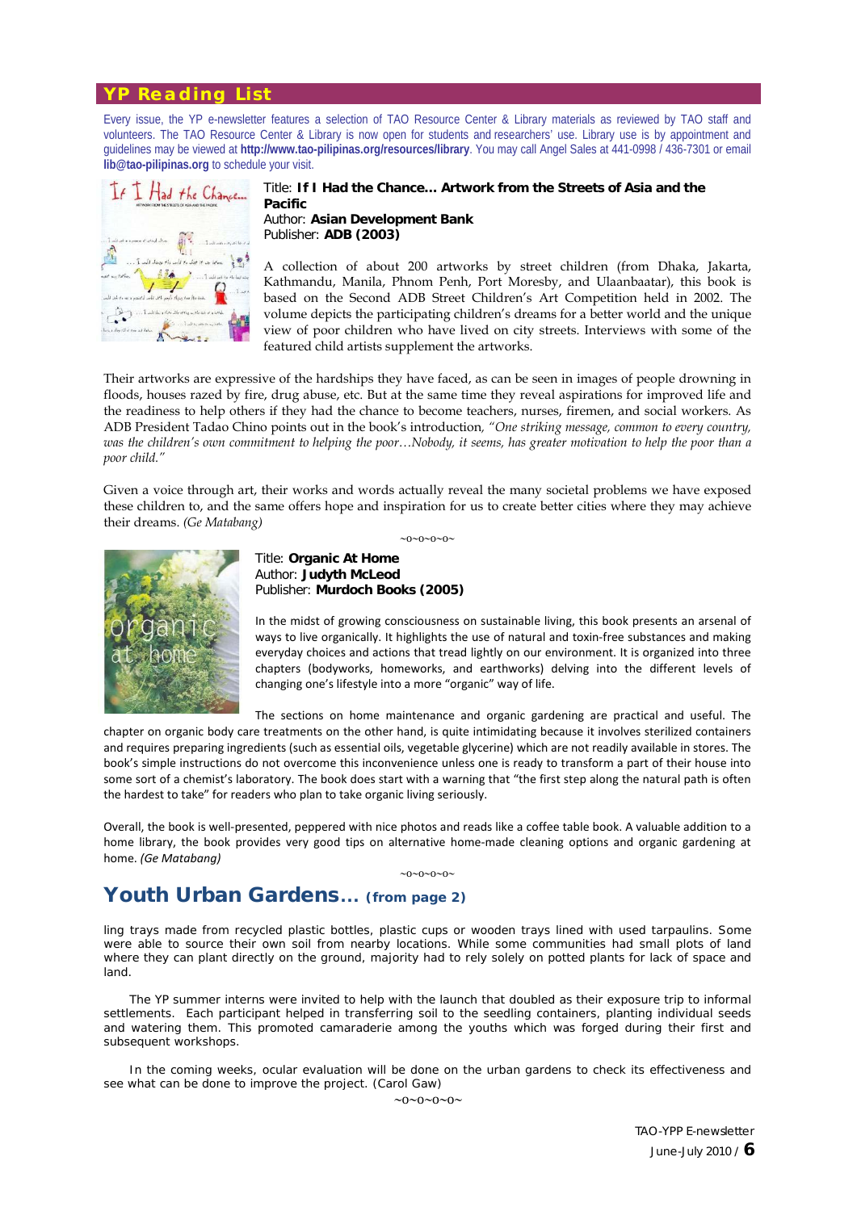## YP Reading List

Every issue, the YP e-newsletter features a selection of TAO Resource Center & Library materials as reviewed by TAO staff and volunteers. The TAO Resource Center & Library is now open for students and researchers' use. Library use is by appointment and guidelines may be viewed at **http://www.tao-pilipinas.org/resources/library**. You may call Angel Sales at 441-0998 / 436-7301 or email **lib@tao-pilipinas.org** to schedule your visit.

Title: **If I Had the Chance... Artwork from the Streets of Asia and the Pacific**
Author: **Asian Development Bank**
Publisher: **ADB (2003)**

A collection of about 200 artworks by street children (from Dhaka, Jakarta, Kathmandu, Manila, Phnom Penh, Port Moresby, and Ulaanbaatar), this book is based on the Second ADB Street Children's Art Competition held in 2002. The volume depicts the participating children's dreams for a better world and the unique view of poor children who have lived on city streets. Interviews with some of the featured child artists supplement the artworks.

Their artworks are expressive of the hardships they have faced, as can be seen in images of people drowning in floods, houses razed by fire, drug abuse, etc. But at the same time they reveal aspirations for improved life and the readiness to help others if they had the chance to become teachers, nurses, firemen, and social workers. As ADB President Tadao Chino points out in the book's introduction, *"One striking message, common to every country, was the children's own commitment to helping the poor…Nobody, it seems, has greater motivation to help the poor than a poor child."*

Given a voice through art, their works and words actually reveal the many societal problems we have exposed these children to, and the same offers hope and inspiration for us to create better cities where they may achieve their dreams. *(Ge Matabang)*

~o~o~o~o~

Title: **Organic At Home**
Author: **Judyth McLeod**
Publisher: **Murdoch Books (2005)**

In the midst of growing consciousness on sustainable living, this book presents an arsenal of ways to live organically. It highlights the use of natural and toxin-free substances and making everyday choices and actions that tread lightly on our environment. It is organized into three chapters (bodyworks, homeworks, and earthworks) delving into the different levels of changing one's lifestyle into a more "organic" way of life.

The sections on home maintenance and organic gardening are practical and useful. The chapter on organic body care treatments on the other hand, is quite intimidating because it involves sterilized containers and requires preparing ingredients (such as essential oils, vegetable glycerine) which are not readily available in stores. The book's simple instructions do not overcome this inconvenience unless one is ready to transform a part of their house into some sort of a chemist's laboratory. The book does start with a warning that "the first step along the natural path is often the hardest to take" for readers who plan to take organic living seriously.

Overall, the book is well-presented, peppered with nice photos and reads like a coffee table book. A valuable addition to a home library, the book provides very good tips on alternative home-made cleaning options and organic gardening at home. *(Ge Matabang)*

~o~o~o~o~

## Youth Urban Gardens… (from page 2)

ling trays made from recycled plastic bottles, plastic cups or wooden trays lined with used tarpaulins. Some were able to source their own soil from nearby locations. While some communities had small plots of land where they can plant directly on the ground, majority had to rely solely on potted plants for lack of space and land.

The YP summer interns were invited to help with the launch that doubled as their exposure trip to informal settlements. Each participant helped in transferring soil to the seedling containers, planting individual seeds and watering them. This promoted camaraderie among the youths which was forged during their first and subsequent workshops.

In the coming weeks, ocular evaluation will be done on the urban gardens to check its effectiveness and see what can be done to improve the project. (Carol Gaw)

~o~o~o~o~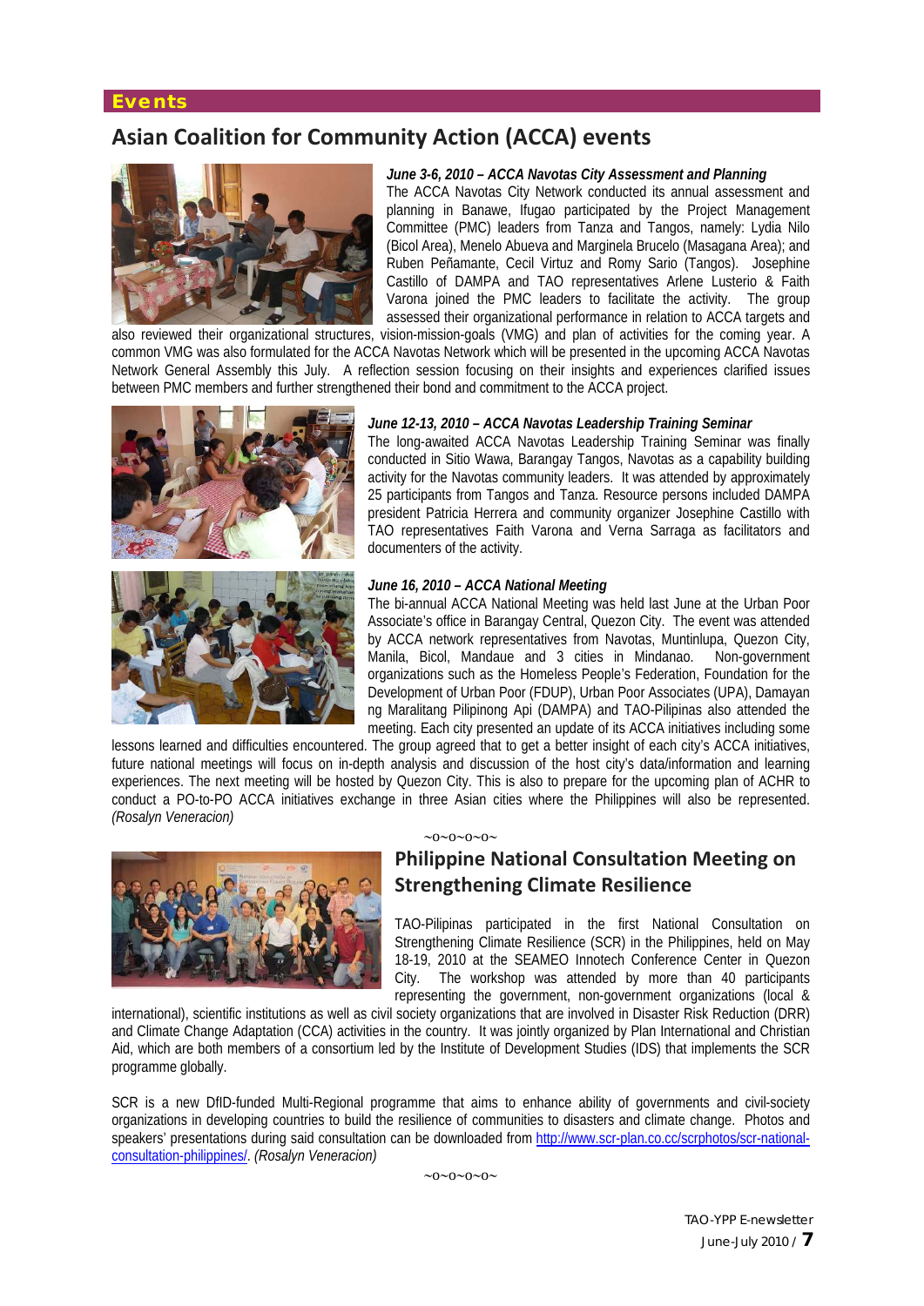## Events

# Asian Coalition for Community Action (ACCA) events

***June 3-6, 2010 – ACCA Navotas City Assessment and Planning***

The ACCA Navotas City Network conducted its annual assessment and planning in Banawe, Ifugao participated by the Project Management Committee (PMC) leaders from Tanza and Tangos, namely: Lydia Nilo (Bicol Area), Menelo Abueva and Marginela Brucelo (Masagana Area); and Ruben Peñamante, Cecil Virtuz and Romy Sario (Tangos). Josephine Castillo of DAMPA and TAO representatives Arlene Lusterio & Faith Varona joined the PMC leaders to facilitate the activity. The group assessed their organizational performance in relation to ACCA targets and also reviewed their organizational structures, vision-mission-goals (VMG) and plan of activities for the coming year. A common VMG was also formulated for the ACCA Navotas Network which will be presented in the upcoming ACCA Navotas Network General Assembly this July. A reflection session focusing on their insights and experiences clarified issues between PMC members and further strengthened their bond and commitment to the ACCA project.

***June 12-13, 2010 – ACCA Navotas Leadership Training Seminar***

The long-awaited ACCA Navotas Leadership Training Seminar was finally conducted in Sitio Wawa, Barangay Tangos, Navotas as a capability building activity for the Navotas community leaders. It was attended by approximately 25 participants from Tangos and Tanza. Resource persons included DAMPA president Patricia Herrera and community organizer Josephine Castillo with TAO representatives Faith Varona and Verna Sarraga as facilitators and documenters of the activity.

***June 16, 2010 – ACCA National Meeting***

The bi-annual ACCA National Meeting was held last June at the Urban Poor Associate's office in Barangay Central, Quezon City. The event was attended by ACCA network representatives from Navotas, Muntinlupa, Quezon City, Manila, Bicol, Mandaue and 3 cities in Mindanao. Non-government organizations such as the Homeless People's Federation, Foundation for the Development of Urban Poor (FDUP), Urban Poor Associates (UPA), Damayan ng Maralitang Pilipinong Api (DAMPA) and TAO-Pilipinas also attended the meeting. Each city presented an update of its ACCA initiatives including some lessons learned and difficulties encountered. The group agreed that to get a better insight of each city's ACCA initiatives, future national meetings will focus on in-depth analysis and discussion of the host city's data/information and learning experiences. The next meeting will be hosted by Quezon City. This is also to prepare for the upcoming plan of ACHR to conduct a PO-to-PO ACCA initiatives exchange in three Asian cities where the Philippines will also be represented. *(Rosalyn Veneracion)*

~o~o~o~o~

# Philippine National Consultation Meeting on Strengthening Climate Resilience

TAO-Pilipinas participated in the first National Consultation on Strengthening Climate Resilience (SCR) in the Philippines, held on May 18-19, 2010 at the SEAMEO Innotech Conference Center in Quezon City. The workshop was attended by more than 40 participants representing the government, non-government organizations (local & international), scientific institutions as well as civil society organizations that are involved in Disaster Risk Reduction (DRR) and Climate Change Adaptation (CCA) activities in the country. It was jointly organized by Plan International and Christian Aid, which are both members of a consortium led by the Institute of Development Studies (IDS) that implements the SCR programme globally.

SCR is a new DfID-funded Multi-Regional programme that aims to enhance ability of governments and civil-society organizations in developing countries to build the resilience of communities to disasters and climate change. Photos and speakers' presentations during said consultation can be downloaded from http://www.scr-plan.co.cc/scrphotos/scr-national-consultation-philippines/. *(Rosalyn Veneracion)*

~o~o~o~o~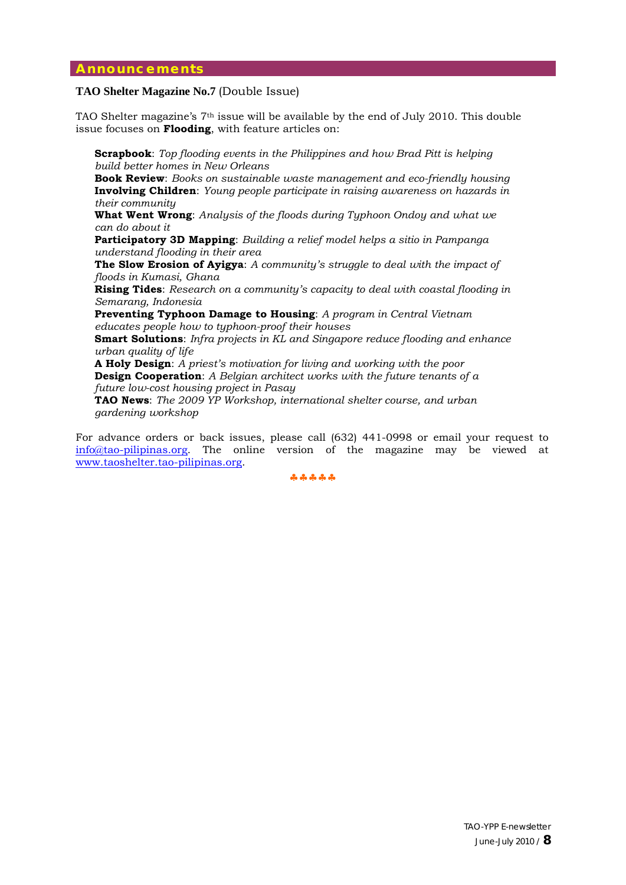## Announcements

**TAO Shelter Magazine No.7** (Double Issue)

TAO Shelter magazine's 7th issue will be available by the end of July 2010. This double issue focuses on **Flooding**, with feature articles on:

**Scrapbook**: *Top flooding events in the Philippines and how Brad Pitt is helping build better homes in New Orleans*
**Book Review**: *Books on sustainable waste management and eco-friendly housing*
**Involving Children**: *Young people participate in raising awareness on hazards in their community*
**What Went Wrong**: *Analysis of the floods during Typhoon Ondoy and what we can do about it*
**Participatory 3D Mapping**: *Building a relief model helps a sitio in Pampanga understand flooding in their area*
**The Slow Erosion of Ayigya**: *A community's struggle to deal with the impact of floods in Kumasi, Ghana*
**Rising Tides**: *Research on a community's capacity to deal with coastal flooding in Semarang, Indonesia*
**Preventing Typhoon Damage to Housing**: *A program in Central Vietnam educates people how to typhoon-proof their houses*
**Smart Solutions**: *Infra projects in KL and Singapore reduce flooding and enhance urban quality of life*
**A Holy Design**: *A priest's motivation for living and working with the poor*
**Design Cooperation**: *A Belgian architect works with the future tenants of a future low-cost housing project in Pasay*
**TAO News**: *The 2009 YP Workshop, international shelter course, and urban gardening workshop*

For advance orders or back issues, please call (632) 441-0998 or email your request to info@tao-pilipinas.org. The online version of the magazine may be viewed at www.taoshelter.tao-pilipinas.org.

♣♣♣♣♣